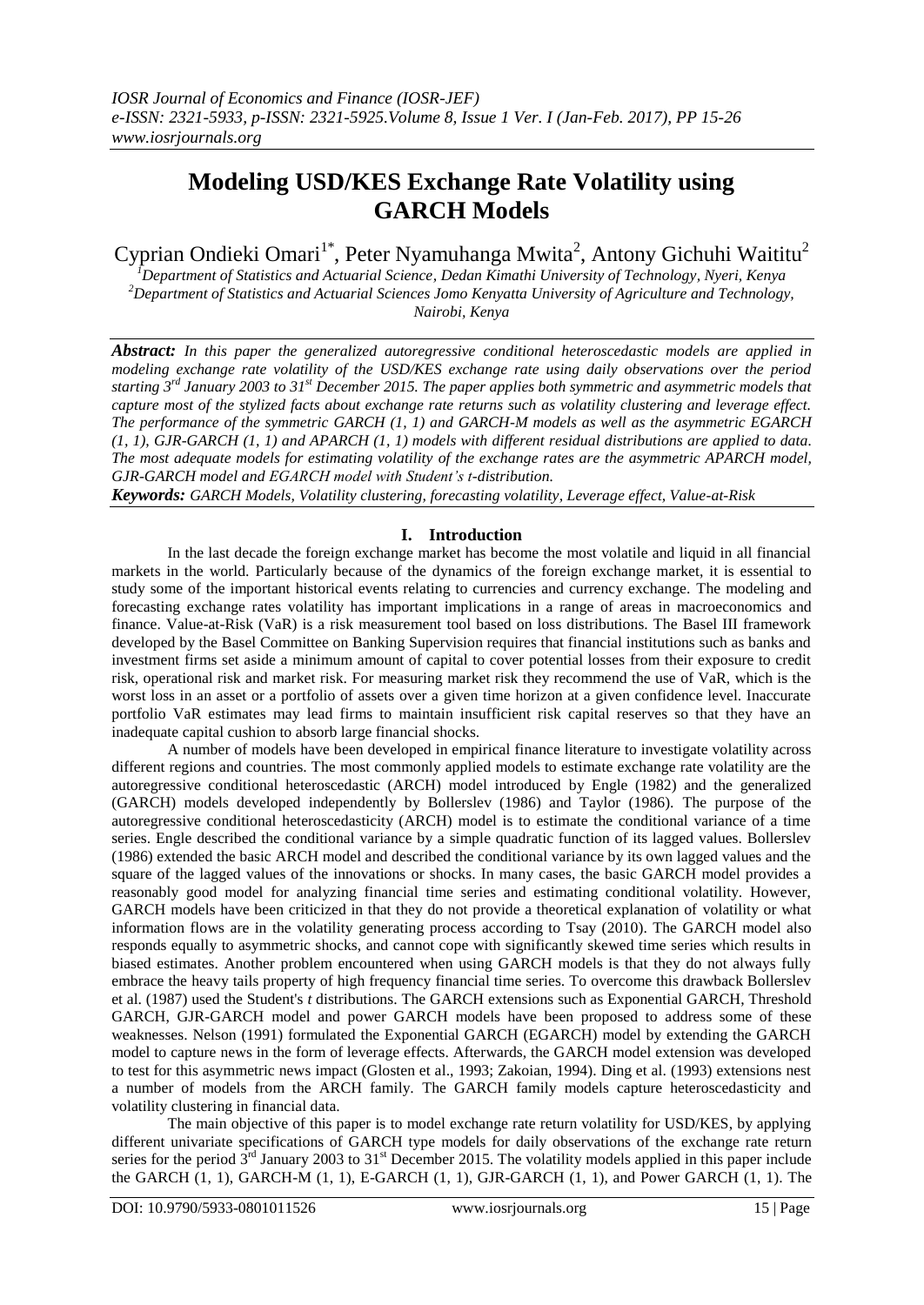# Modeling USD/KES Exchange Rate Volatility using GARCH Models

Cyprian Ondieki Omari[1*], Peter Nyamuhanga Mwita[2], Antony Gichuhi Waititu[2]

[1]Department of Statistics and Actuarial Science, Dedan Kimathi University of Technology, Nyeri, Kenya
[2]Department of Statistics and Actuarial Sciences Jomo Kenyatta University of Agriculture and Technology, Nairobi, Kenya

***Abstract:*** *In this paper the generalized autoregressive conditional heteroscedastic models are applied in modeling exchange rate volatility of the USD/KES exchange rate using daily observations over the period starting 3rd January 2003 to 31st December 2015. The paper applies both symmetric and asymmetric models that capture most of the stylized facts about exchange rate returns such as volatility clustering and leverage effect. The performance of the symmetric GARCH (1, 1) and GARCH-M models as well as the asymmetric EGARCH (1, 1), GJR-GARCH (1, 1) and APARCH (1, 1) models with different residual distributions are applied to data. The most adequate models for estimating volatility of the exchange rates are the asymmetric APARCH model, GJR-GARCH model and EGARCH model with Student's t-distribution.*

***Keywords:*** *GARCH Models, Volatility clustering, forecasting volatility, Leverage effect, Value-at-Risk*

## I. Introduction

In the last decade the foreign exchange market has become the most volatile and liquid in all financial markets in the world. Particularly because of the dynamics of the foreign exchange market, it is essential to study some of the important historical events relating to currencies and currency exchange. The modeling and forecasting exchange rates volatility has important implications in a range of areas in macroeconomics and finance. Value-at-Risk (VaR) is a risk measurement tool based on loss distributions. The Basel III framework developed by the Basel Committee on Banking Supervision requires that financial institutions such as banks and investment firms set aside a minimum amount of capital to cover potential losses from their exposure to credit risk, operational risk and market risk. For measuring market risk they recommend the use of VaR, which is the worst loss in an asset or a portfolio of assets over a given time horizon at a given confidence level. Inaccurate portfolio VaR estimates may lead firms to maintain insufficient risk capital reserves so that they have an inadequate capital cushion to absorb large financial shocks.

A number of models have been developed in empirical finance literature to investigate volatility across different regions and countries. The most commonly applied models to estimate exchange rate volatility are the autoregressive conditional heteroscedastic (ARCH) model introduced by Engle (1982) and the generalized (GARCH) models developed independently by Bollerslev (1986) and Taylor (1986). The purpose of the autoregressive conditional heteroscedasticity (ARCH) model is to estimate the conditional variance of a time series. Engle described the conditional variance by a simple quadratic function of its lagged values. Bollerslev (1986) extended the basic ARCH model and described the conditional variance by its own lagged values and the square of the lagged values of the innovations or shocks. In many cases, the basic GARCH model provides a reasonably good model for analyzing financial time series and estimating conditional volatility. However, GARCH models have been criticized in that they do not provide a theoretical explanation of volatility or what information flows are in the volatility generating process according to Tsay (2010). The GARCH model also responds equally to asymmetric shocks, and cannot cope with significantly skewed time series which results in biased estimates. Another problem encountered when using GARCH models is that they do not always fully embrace the heavy tails property of high frequency financial time series. To overcome this drawback Bollerslev et al. (1987) used the Student's *t* distributions. The GARCH extensions such as Exponential GARCH, Threshold GARCH, GJR-GARCH model and power GARCH models have been proposed to address some of these weaknesses. Nelson (1991) formulated the Exponential GARCH (EGARCH) model by extending the GARCH model to capture news in the form of leverage effects. Afterwards, the GARCH model extension was developed to test for this asymmetric news impact (Glosten et al., 1993; Zakoian, 1994). Ding et al. (1993) extensions nest a number of models from the ARCH family. The GARCH family models capture heteroscedasticity and volatility clustering in financial data.

The main objective of this paper is to model exchange rate return volatility for USD/KES, by applying different univariate specifications of GARCH type models for daily observations of the exchange rate return series for the period 3rd January 2003 to 31st December 2015. The volatility models applied in this paper include the GARCH (1, 1), GARCH-M (1, 1), E-GARCH (1, 1), GJR-GARCH (1, 1), and Power GARCH (1, 1). The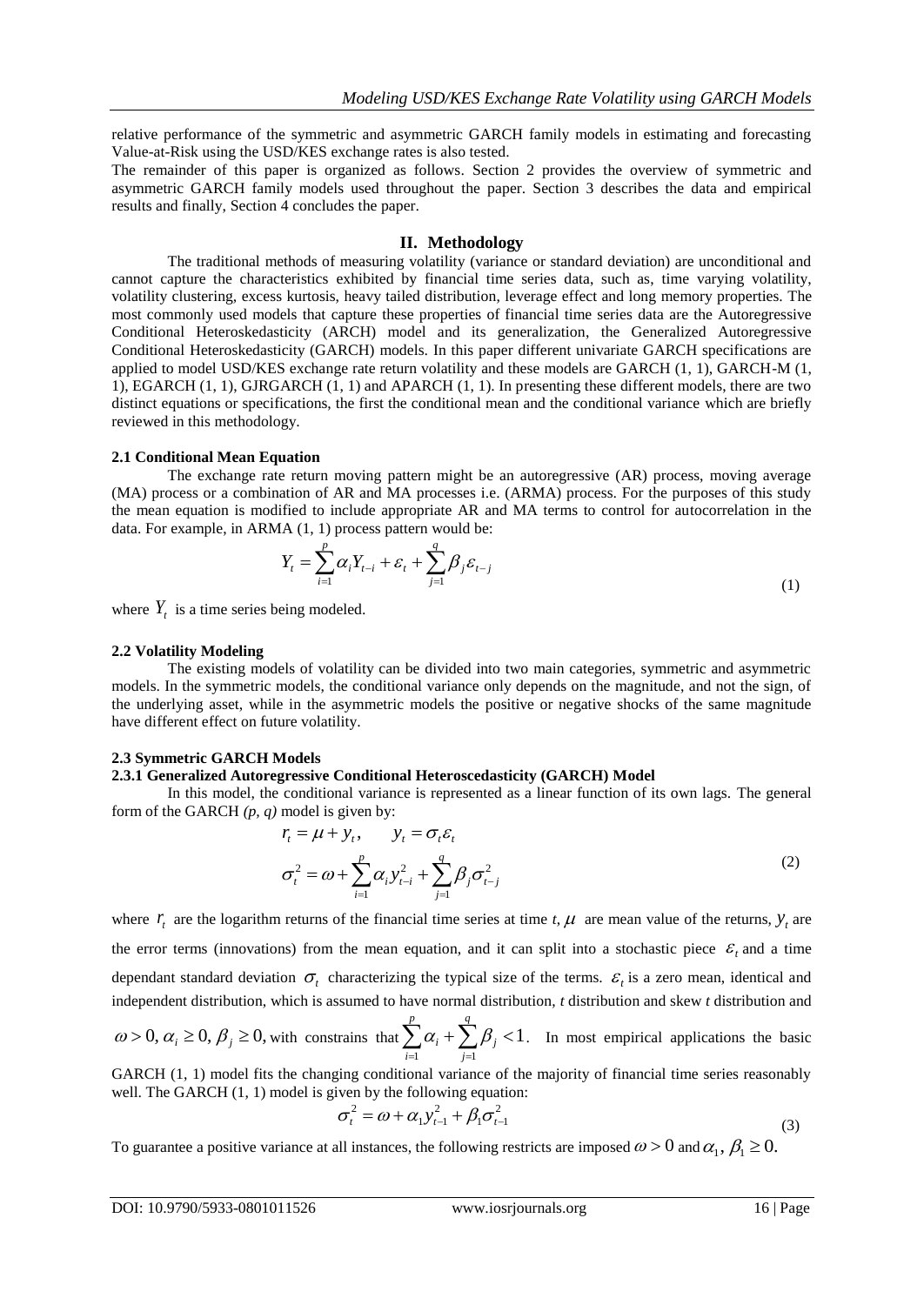relative performance of the symmetric and asymmetric GARCH family models in estimating and forecasting Value-at-Risk using the USD/KES exchange rates is also tested.

The remainder of this paper is organized as follows. Section 2 provides the overview of symmetric and asymmetric GARCH family models used throughout the paper. Section 3 describes the data and empirical results and finally, Section 4 concludes the paper.

## II. Methodology

The traditional methods of measuring volatility (variance or standard deviation) are unconditional and cannot capture the characteristics exhibited by financial time series data, such as, time varying volatility, volatility clustering, excess kurtosis, heavy tailed distribution, leverage effect and long memory properties. The most commonly used models that capture these properties of financial time series data are the Autoregressive Conditional Heteroskedasticity (ARCH) model and its generalization, the Generalized Autoregressive Conditional Heteroskedasticity (GARCH) models. In this paper different univariate GARCH specifications are applied to model USD/KES exchange rate return volatility and these models are GARCH (1, 1), GARCH-M (1, 1), EGARCH (1, 1), GJRGARCH (1, 1) and APARCH (1, 1). In presenting these different models, there are two distinct equations or specifications, the first the conditional mean and the conditional variance which are briefly reviewed in this methodology.

### 2.1 Conditional Mean Equation

The exchange rate return moving pattern might be an autoregressive (AR) process, moving average (MA) process or a combination of AR and MA processes i.e. (ARMA) process. For the purposes of this study the mean equation is modified to include appropriate AR and MA terms to control for autocorrelation in the data. For example, in ARMA (1, 1) process pattern would be:

$$Y_t = \sum_{i=1}^{p} \alpha_i Y_{t-i} + \varepsilon_t + \sum_{j=1}^{q} \beta_j \varepsilon_{t-j} \tag{1}$$

where $Y_t$ is a time series being modeled.

### 2.2 Volatility Modeling

The existing models of volatility can be divided into two main categories, symmetric and asymmetric models. In the symmetric models, the conditional variance only depends on the magnitude, and not the sign, of the underlying asset, while in the asymmetric models the positive or negative shocks of the same magnitude have different effect on future volatility.

### 2.3 Symmetric GARCH Models

#### 2.3.1 Generalized Autoregressive Conditional Heteroscedasticity (GARCH) Model

In this model, the conditional variance is represented as a linear function of its own lags. The general form of the GARCH *(p, q)* model is given by:

$$r_t = \mu + y_t, \qquad y_t = \sigma_t \varepsilon_t$$
$$\sigma_t^2 = \omega + \sum_{i=1}^{p} \alpha_i y_{t-i}^2 + \sum_{j=1}^{q} \beta_j \sigma_{t-j}^2 \tag{2}$$

where $r_t$ are the logarithm returns of the financial time series at time *t*, $\mu$ are mean value of the returns, $y_t$ are the error terms (innovations) from the mean equation, and it can split into a stochastic piece $\varepsilon_t$ and a time dependant standard deviation $\sigma_t$ characterizing the typical size of the terms. $\varepsilon_t$ is a zero mean, identical and independent distribution, which is assumed to have normal distribution, *t* distribution and skew *t* distribution and $\omega > 0, \alpha_i \geq 0, \beta_j \geq 0,$ with constrains that $\sum_{i=1}^{p} \alpha_i + \sum_{j=1}^{q} \beta_j < 1$. In most empirical applications the basic GARCH (1, 1) model fits the changing conditional variance of the majority of financial time series reasonably well. The GARCH (1, 1) model is given by the following equation:

$$\sigma_t^2 = \omega + \alpha_1 y_{t-1}^2 + \beta_1 \sigma_{t-1}^2 \tag{3}$$

To guarantee a positive variance at all instances, the following restricts are imposed $\omega > 0$ and $\alpha_1, \beta_1 \geq 0.$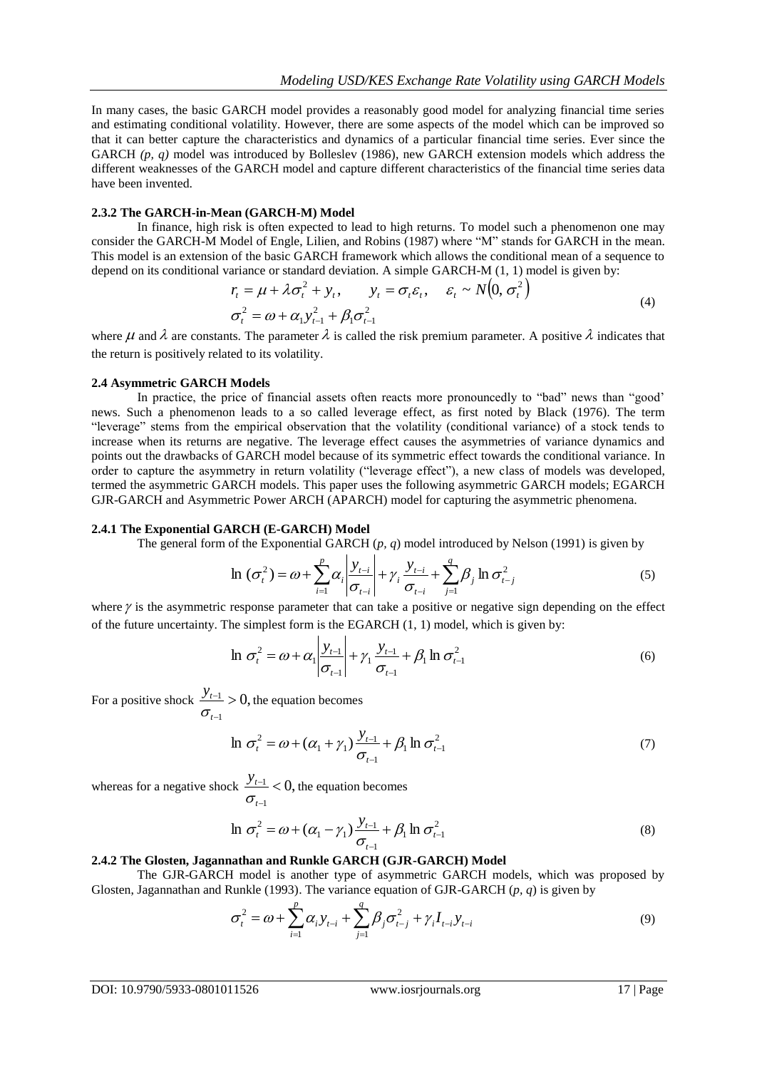In many cases, the basic GARCH model provides a reasonably good model for analyzing financial time series and estimating conditional volatility. However, there are some aspects of the model which can be improved so that it can better capture the characteristics and dynamics of a particular financial time series. Ever since the GARCH *(p, q)* model was introduced by Bolleslev (1986), new GARCH extension models which address the different weaknesses of the GARCH model and capture different characteristics of the financial time series data have been invented.

### 2.3.2 The GARCH-in-Mean (GARCH-M) Model

In finance, high risk is often expected to lead to high returns. To model such a phenomenon one may consider the GARCH-M Model of Engle, Lilien, and Robins (1987) where "M" stands for GARCH in the mean. This model is an extension of the basic GARCH framework which allows the conditional mean of a sequence to depend on its conditional variance or standard deviation. A simple GARCH-M (1, 1) model is given by:

$$r_t = \mu + \lambda \sigma_t^2 + y_t, \qquad y_t = \sigma_t \varepsilon_t, \quad \varepsilon_t \sim N\left(0, \sigma_t^2\right)$$
$$\sigma_t^2 = \omega + \alpha_1 y_{t-1}^2 + \beta_1 \sigma_{t-1}^2 \tag{4}$$

where $\mu$ and $\lambda$ are constants. The parameter $\lambda$ is called the risk premium parameter. A positive $\lambda$ indicates that the return is positively related to its volatility.

### 2.4 Asymmetric GARCH Models

In practice, the price of financial assets often reacts more pronouncedly to "bad" news than "good' news. Such a phenomenon leads to a so called leverage effect, as first noted by Black (1976). The term "leverage" stems from the empirical observation that the volatility (conditional variance) of a stock tends to increase when its returns are negative. The leverage effect causes the asymmetries of variance dynamics and points out the drawbacks of GARCH model because of its symmetric effect towards the conditional variance. In order to capture the asymmetry in return volatility ("leverage effect"), a new class of models was developed, termed the asymmetric GARCH models. This paper uses the following asymmetric GARCH models; EGARCH GJR-GARCH and Asymmetric Power ARCH (APARCH) model for capturing the asymmetric phenomena.

### 2.4.1 The Exponential GARCH (E-GARCH) Model

The general form of the Exponential GARCH (*p, q*) model introduced by Nelson (1991) is given by

$$\ln\left(\sigma_t^2\right) = \omega + \sum_{i=1}^{p} \alpha_i \left|\frac{y_{t-i}}{\sigma_{t-i}}\right| + \gamma_i \frac{y_{t-i}}{\sigma_{t-i}} + \sum_{j=1}^{q} \beta_j \ln \sigma_{t-j}^2 \tag{5}$$

where $\gamma$ is the asymmetric response parameter that can take a positive or negative sign depending on the effect of the future uncertainty. The simplest form is the EGARCH (1, 1) model, which is given by:

$$\ln \sigma_t^2 = \omega + \alpha_1 \left|\frac{y_{t-1}}{\sigma_{t-1}}\right| + \gamma_1 \frac{y_{t-1}}{\sigma_{t-1}} + \beta_1 \ln \sigma_{t-1}^2 \tag{6}$$

For a positive shock $\frac{y_{t-1}}{\sigma_{t-1}} > 0$, the equation becomes

$$\ln \sigma_t^2 = \omega + (\alpha_1 + \gamma_1) \frac{y_{t-1}}{\sigma_{t-1}} + \beta_1 \ln \sigma_{t-1}^2 \tag{7}$$

whereas for a negative shock $\frac{y_{t-1}}{\sigma_{t-1}} < 0$, the equation becomes

$$\ln \sigma_t^2 = \omega + (\alpha_1 - \gamma_1) \frac{y_{t-1}}{\sigma_{t-1}} + \beta_1 \ln \sigma_{t-1}^2 \tag{8}$$

### 2.4.2 The Glosten, Jagannathan and Runkle GARCH (GJR-GARCH) Model

The GJR-GARCH model is another type of asymmetric GARCH models, which was proposed by Glosten, Jagannathan and Runkle (1993). The variance equation of GJR-GARCH (*p, q*) is given by

$$\sigma_t^2 = \omega + \sum_{i=1}^{p} \alpha_i y_{t-i} + \sum_{j=1}^{q} \beta_j \sigma_{t-j}^2 + \gamma_i I_{t-i} y_{t-i} \tag{9}$$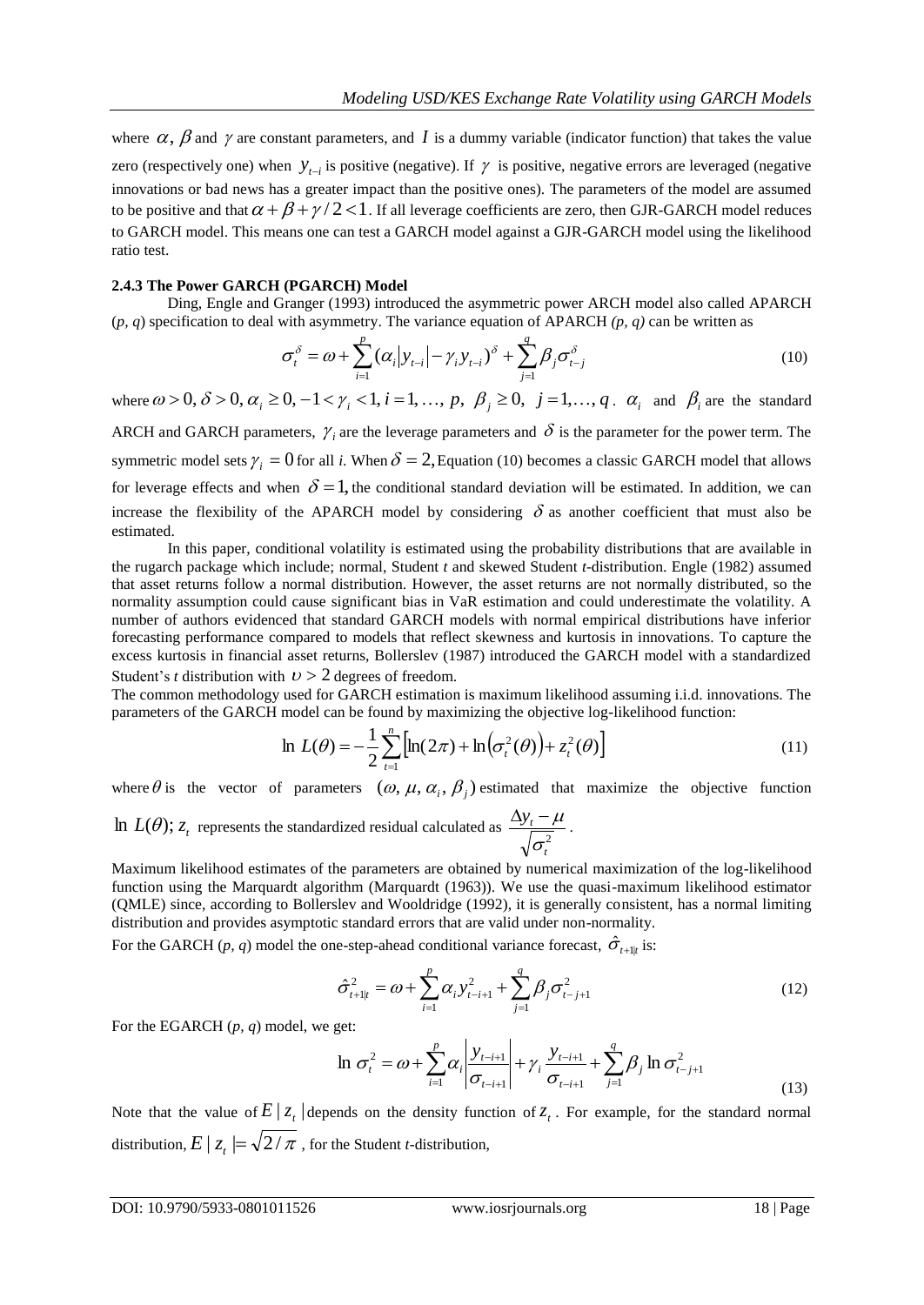where $\alpha$, $\beta$ and $\gamma$ are constant parameters, and $I$ is a dummy variable (indicator function) that takes the value zero (respectively one) when $y_{t-i}$ is positive (negative). If $\gamma$ is positive, negative errors are leveraged (negative innovations or bad news has a greater impact than the positive ones). The parameters of the model are assumed to be positive and that $\alpha + \beta + \gamma / 2 < 1$. If all leverage coefficients are zero, then GJR-GARCH model reduces to GARCH model. This means one can test a GARCH model against a GJR-GARCH model using the likelihood ratio test.

#### 2.4.3 The Power GARCH (PGARCH) Model

Ding, Engle and Granger (1993) introduced the asymmetric power ARCH model also called APARCH (*p, q*) specification to deal with asymmetry. The variance equation of APARCH *(p, q)* can be written as

$$\sigma_t^{\delta} = \omega + \sum_{i=1}^{p} (\alpha_i |y_{t-i}| - \gamma_i y_{t-i})^{\delta} + \sum_{j=1}^{q} \beta_j \sigma_{t-j}^{\delta} \tag{10}$$

where $\omega > 0, \delta > 0, \alpha_i \geq 0, -1 < \gamma_i < 1, i = 1, \dots, p, \ \beta_j \geq 0, \ j = 1, \dots, q$. $\alpha_i$ and $\beta_i$ are the standard ARCH and GARCH parameters, $\gamma_i$ are the leverage parameters and $\delta$ is the parameter for the power term. The symmetric model sets $\gamma_i = 0$ for all *i*. When $\delta = 2$, Equation (10) becomes a classic GARCH model that allows for leverage effects and when $\delta = 1$, the conditional standard deviation will be estimated. In addition, we can increase the flexibility of the APARCH model by considering $\delta$ as another coefficient that must also be estimated.

In this paper, conditional volatility is estimated using the probability distributions that are available in the rugarch package which include; normal, Student *t* and skewed Student *t*-distribution. Engle (1982) assumed that asset returns follow a normal distribution. However, the asset returns are not normally distributed, so the normality assumption could cause significant bias in VaR estimation and could underestimate the volatility. A number of authors evidenced that standard GARCH models with normal empirical distributions have inferior forecasting performance compared to models that reflect skewness and kurtosis in innovations. To capture the excess kurtosis in financial asset returns, Bollerslev (1987) introduced the GARCH model with a standardized Student's *t* distribution with $\upsilon > 2$ degrees of freedom.

The common methodology used for GARCH estimation is maximum likelihood assuming i.i.d. innovations. The parameters of the GARCH model can be found by maximizing the objective log-likelihood function:

$$\ln L(\theta) = -\frac{1}{2} \sum_{t=1}^{n} \left[ \ln(2\pi) + \ln\left(\sigma_t^2(\theta)\right) + z_t^2(\theta) \right] \tag{11}$$

where $\theta$ is the vector of parameters $(\omega, \mu, \alpha_i, \beta_j)$ estimated that maximize the objective function $\ln L(\theta)$; $z_t$ represents the standardized residual calculated as $\frac{\Delta y_t - \mu}{\sqrt{\sigma_t^2}}$.

Maximum likelihood estimates of the parameters are obtained by numerical maximization of the log-likelihood function using the Marquardt algorithm (Marquardt (1963)). We use the quasi-maximum likelihood estimator (QMLE) since, according to Bollerslev and Wooldridge (1992), it is generally consistent, has a normal limiting distribution and provides asymptotic standard errors that are valid under non-normality.

For the GARCH (*p, q*) model the one-step-ahead conditional variance forecast, $\hat{\sigma}_{t+1|t}$ is:

$$\hat{\sigma}_{t+1|t}^2 = \omega + \sum_{i=1}^{p} \alpha_i y_{t-i+1}^2 + \sum_{j=1}^{q} \beta_j \sigma_{t-j+1}^2 \tag{12}$$

For the EGARCH (*p, q*) model, we get:

$$\ln \sigma_t^2 = \omega + \sum_{i=1}^{p} \alpha_i \left| \frac{y_{t-i+1}}{\sigma_{t-i+1}} \right| + \gamma_i \frac{y_{t-i+1}}{\sigma_{t-i+1}} + \sum_{j=1}^{q} \beta_j \ln \sigma_{t-j+1}^2 \tag{13}$$

Note that the value of $E | z_t |$ depends on the density function of $z_t$. For example, for the standard normal distribution, $E | z_t | = \sqrt{2/\pi}$, for the Student *t*-distribution,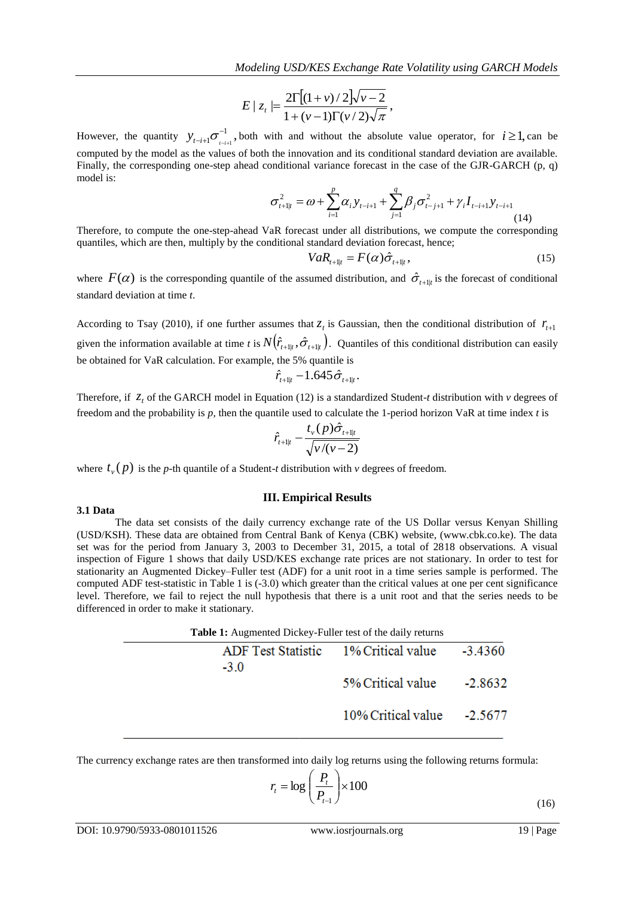$$E|z_t| = \frac{2\Gamma[(1+v)/2]\sqrt{v-2}}{1+(v-1)\Gamma(v/2)\sqrt{\pi}},$$

However, the quantity $y_{t-i+1}\sigma_{t-i+1}^{-1}$, both with and without the absolute value operator, for $i \geq 1$, can be computed by the model as the values of both the innovation and its conditional standard deviation are available. Finally, the corresponding one-step ahead conditional variance forecast in the case of the GJR-GARCH (p, q) model is:

$$\sigma_{t+1|t}^2 = \omega + \sum_{i=1}^{p} \alpha_i y_{t-i+1} + \sum_{j=1}^{q} \beta_j \sigma_{t-j+1}^2 + \gamma_i I_{t-i+1} y_{t-i+1} \tag{14}$$

Therefore, to compute the one-step-ahead VaR forecast under all distributions, we compute the corresponding quantiles, which are then, multiply by the conditional standard deviation forecast, hence;

$$VaR_{t+1|t} = F(\alpha)\hat{\sigma}_{t+1|t}, \tag{15}$$

where $F(\alpha)$ is the corresponding quantile of the assumed distribution, and $\hat{\sigma}_{t+1|t}$ is the forecast of conditional standard deviation at time *t*.

According to Tsay (2010), if one further assumes that $z_t$ is Gaussian, then the conditional distribution of $r_{t+1}$ given the information available at time *t* is $N(\hat{r}_{t+1|t}, \hat{\sigma}_{t+1|t})$. Quantiles of this conditional distribution can easily be obtained for VaR calculation. For example, the 5% quantile is

$$\hat{r}_{t+1|t} - 1.645\hat{\sigma}_{t+1|t}.$$

Therefore, if $z_t$ of the GARCH model in Equation (12) is a standardized Student-*t* distribution with *v* degrees of freedom and the probability is *p*, then the quantile used to calculate the 1-period horizon VaR at time index *t* is

$$\hat{r}_{t+1|t} - \frac{t_v(p)\hat{\sigma}_{t+1|t}}{\sqrt{v/(v-2)}}$$

where $t_v(p)$ is the *p*-th quantile of a Student-*t* distribution with *v* degrees of freedom.

## III. Empirical Results

### 3.1 Data

The data set consists of the daily currency exchange rate of the US Dollar versus Kenyan Shilling (USD/KSH). These data are obtained from Central Bank of Kenya (CBK) website, (www.cbk.co.ke). The data set was for the period from January 3, 2003 to December 31, 2015, a total of 2818 observations. A visual inspection of Figure 1 shows that daily USD/KES exchange rate prices are not stationary. In order to test for stationarity an Augmented Dickey–Fuller test (ADF) for a unit root in a time series sample is performed. The computed ADF test-statistic in Table 1 is (-3.0) which greater than the critical values at one per cent significance level. Therefore, we fail to reject the null hypothesis that there is a unit root and that the series needs to be differenced in order to make it stationary.

**Table 1:** Augmented Dickey-Fuller test of the daily returns

| ADF Test Statistic | | |
|---|---|---|
| -3.0 | 1% Critical value | -3.4360 |
| | 5% Critical value | -2.8632 |
| | 10% Critical value | -2.5677 |

The currency exchange rates are then transformed into daily log returns using the following returns formula:

$$r_t = \log\left(\frac{P_t}{P_{t-1}}\right) \times 100 \tag{16}$$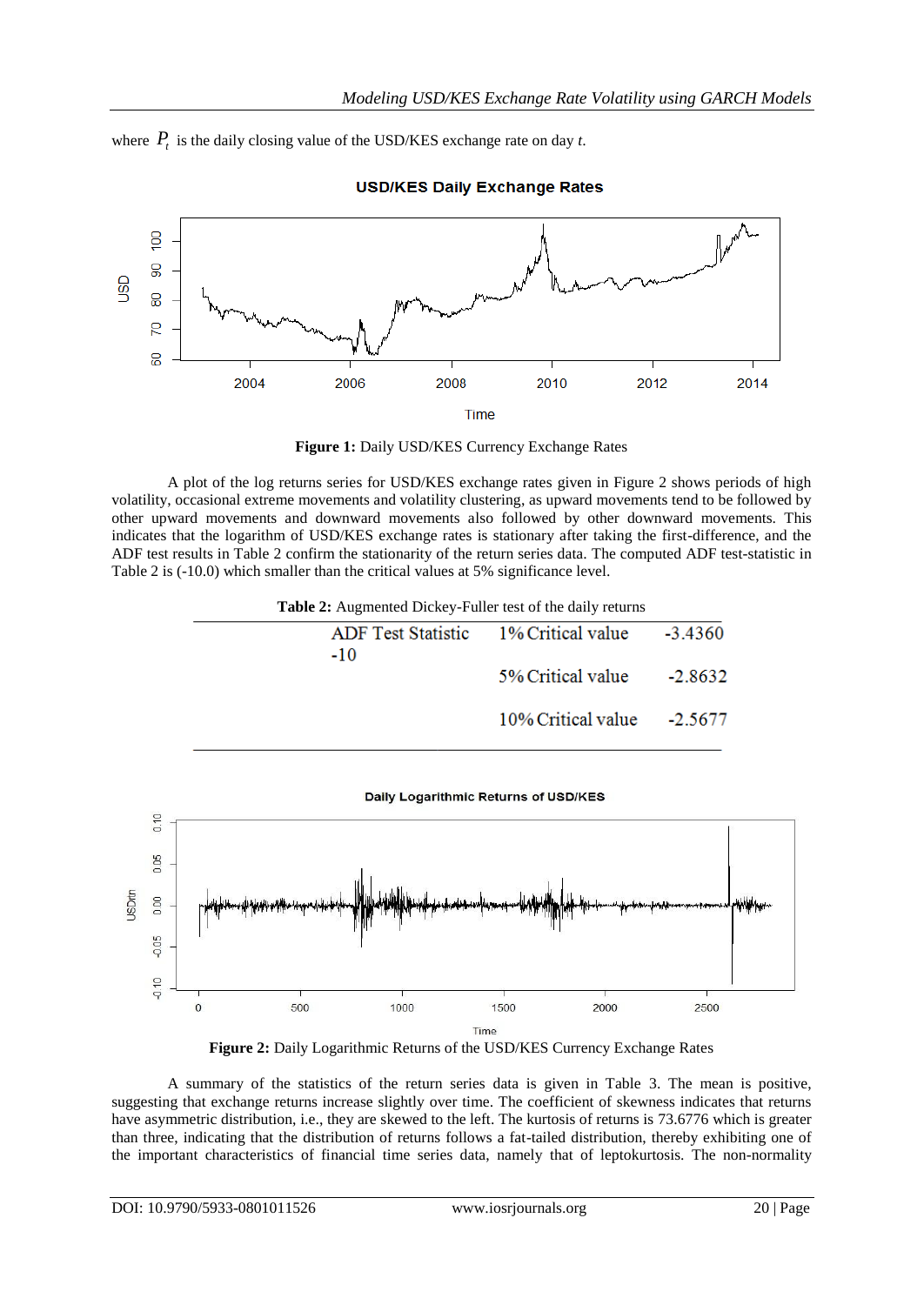where $P_t$ is the daily closing value of the USD/KES exchange rate on day *t*.

**Figure 1:** Daily USD/KES Currency Exchange Rates

A plot of the log returns series for USD/KES exchange rates given in Figure 2 shows periods of high volatility, occasional extreme movements and volatility clustering, as upward movements tend to be followed by other upward movements and downward movements also followed by other downward movements. This indicates that the logarithm of USD/KES exchange rates is stationary after taking the first-difference, and the ADF test results in Table 2 confirm the stationarity of the return series data. The computed ADF test-statistic in Table 2 is (-10.0) which smaller than the critical values at 5% significance level.

**Table 2:** Augmented Dickey-Fuller test of the daily returns

| ADF Test Statistic | | |
|---|---|---|
| -10 | 1% Critical value | -3.4360 |
| | 5% Critical value | -2.8632 |
| | 10% Critical value | -2.5677 |

**Figure 2:** Daily Logarithmic Returns of the USD/KES Currency Exchange Rates

A summary of the statistics of the return series data is given in Table 3. The mean is positive, suggesting that exchange returns increase slightly over time. The coefficient of skewness indicates that returns have asymmetric distribution, i.e., they are skewed to the left. The kurtosis of returns is 73.6776 which is greater than three, indicating that the distribution of returns follows a fat-tailed distribution, thereby exhibiting one of the important characteristics of financial time series data, namely that of leptokurtosis. The non-normality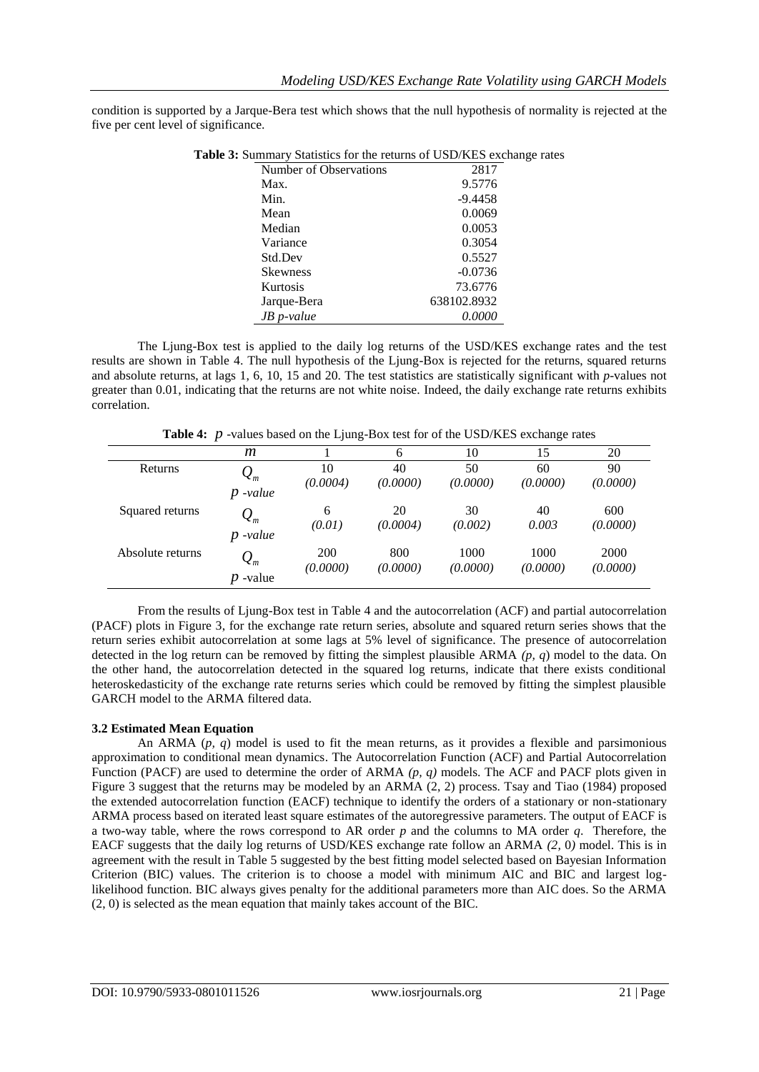condition is supported by a Jarque-Bera test which shows that the null hypothesis of normality is rejected at the five per cent level of significance.

**Table 3:** Summary Statistics for the returns of USD/KES exchange rates

| | |
|---|---|
| Number of Observations | 2817 |
| Max. | 9.5776 |
| Min. | -9.4458 |
| Mean | 0.0069 |
| Median | 0.0053 |
| Variance | 0.3054 |
| Std.Dev | 0.5527 |
| Skewness | -0.0736 |
| Kurtosis | 73.6776 |
| Jarque-Bera | 638102.8932 |
| *JB p-value* | *0.0000* |

The Ljung-Box test is applied to the daily log returns of the USD/KES exchange rates and the test results are shown in Table 4. The null hypothesis of the Ljung-Box is rejected for the returns, squared returns and absolute returns, at lags 1, 6, 10, 15 and 20. The test statistics are statistically significant with *p*-values not greater than 0.01, indicating that the returns are not white noise. Indeed, the daily exchange rate returns exhibits correlation.

**Table 4:** $p$ -values based on the Ljung-Box test for of the USD/KES exchange rates

| | $m$ | 1 | 6 | 10 | 15 | 20 |
|---|---|---|---|---|---|---|
| Returns | $Q_m$ <br> $p$ *-value* | 10 <br> *(0.0004)* | 40 <br> *(0.0000)* | 50 <br> *(0.0000)* | 60 <br> *(0.0000)* | 90 <br> *(0.0000)* |
| Squared returns | $Q_m$ <br> $p$ *-value* | 6 <br> *(0.01)* | 20 <br> *(0.0004)* | 30 <br> *(0.002)* | 40 <br> *0.003* | 600 <br> *(0.0000)* |
| Absolute returns | $Q_m$ <br> $p$ -value | 200 <br> *(0.0000)* | 800 <br> *(0.0000)* | 1000 <br> *(0.0000)* | 1000 <br> *(0.0000)* | 2000 <br> *(0.0000)* |

From the results of Ljung-Box test in Table 4 and the autocorrelation (ACF) and partial autocorrelation (PACF) plots in Figure 3, for the exchange rate return series, absolute and squared return series shows that the return series exhibit autocorrelation at some lags at 5% level of significance. The presence of autocorrelation detected in the log return can be removed by fitting the simplest plausible ARMA *(p, q*) model to the data. On the other hand, the autocorrelation detected in the squared log returns, indicate that there exists conditional heteroskedasticity of the exchange rate returns series which could be removed by fitting the simplest plausible GARCH model to the ARMA filtered data.

### 3.2 Estimated Mean Equation

An ARMA (*p, q*) model is used to fit the mean returns, as it provides a flexible and parsimonious approximation to conditional mean dynamics. The Autocorrelation Function (ACF) and Partial Autocorrelation Function (PACF) are used to determine the order of ARMA *(p, q)* models. The ACF and PACF plots given in Figure 3 suggest that the returns may be modeled by an ARMA (2, 2) process. Tsay and Tiao (1984) proposed the extended autocorrelation function (EACF) technique to identify the orders of a stationary or non-stationary ARMA process based on iterated least square estimates of the autoregressive parameters. The output of EACF is a two-way table, where the rows correspond to AR order *p* and the columns to MA order *q*. Therefore, the EACF suggests that the daily log returns of USD/KES exchange rate follow an ARMA *(2,* 0*)* model. This is in agreement with the result in Table 5 suggested by the best fitting model selected based on Bayesian Information Criterion (BIC) values. The criterion is to choose a model with minimum AIC and BIC and largest log-likelihood function. BIC always gives penalty for the additional parameters more than AIC does. So the ARMA (2, 0) is selected as the mean equation that mainly takes account of the BIC.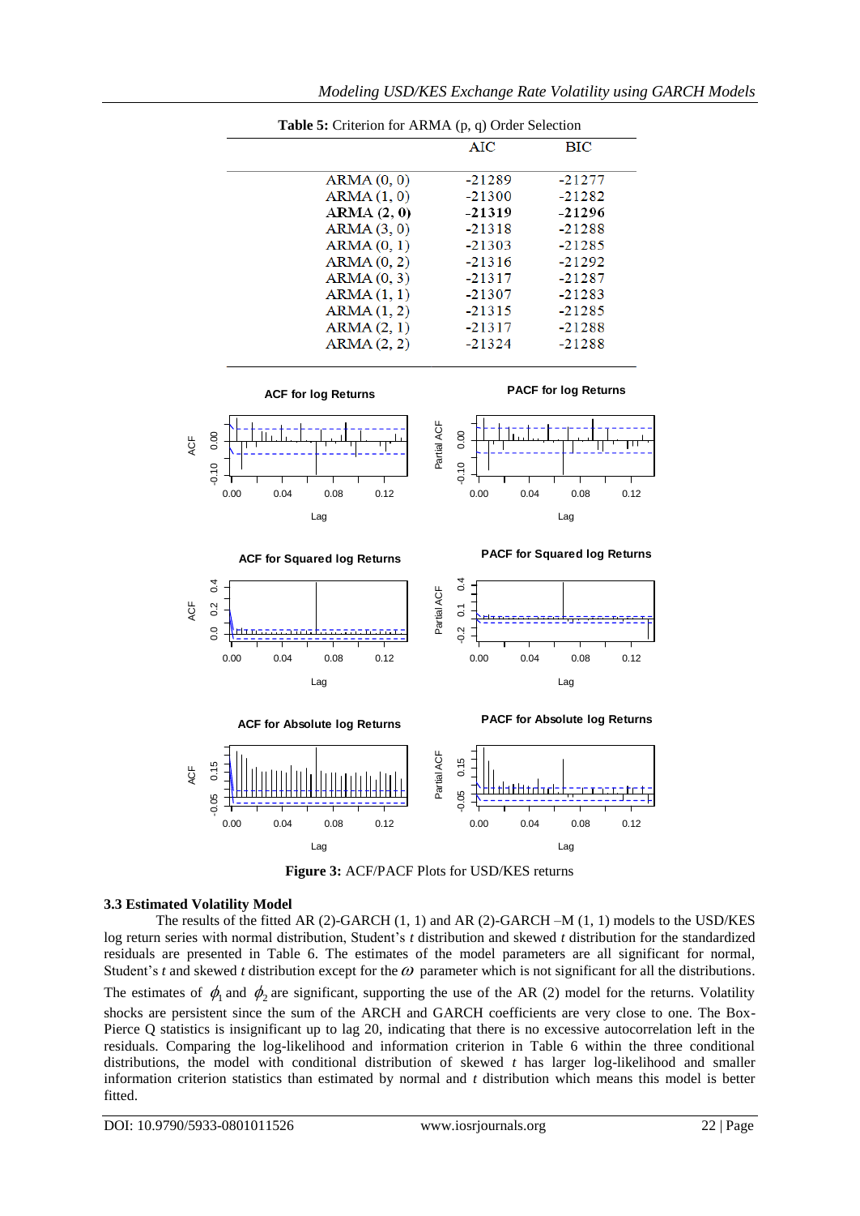**Table 5:** Criterion for ARMA (p, q) Order Selection

| | AIC | BIC |
|---|---|---|
| ARMA (0, 0) | -21289 | -21277 |
| ARMA (1, 0) | -21300 | -21282 |
| **ARMA (2, 0)** | **-21319** | **-21296** |
| ARMA (3, 0) | -21318 | -21288 |
| ARMA (0, 1) | -21303 | -21285 |
| ARMA (0, 2) | -21316 | -21292 |
| ARMA (0, 3) | -21317 | -21287 |
| ARMA (1, 1) | -21307 | -21283 |
| ARMA (1, 2) | -21315 | -21285 |
| ARMA (2, 1) | -21317 | -21288 |
| ARMA (2, 2) | -21324 | -21288 |

**Figure 3:** ACF/PACF Plots for USD/KES returns

### 3.3 Estimated Volatility Model

The results of the fitted AR (2)-GARCH (1, 1) and AR (2)-GARCH –M (1, 1) models to the USD/KES log return series with normal distribution, Student's *t* distribution and skewed *t* distribution for the standardized residuals are presented in Table 6. The estimates of the model parameters are all significant for normal, Student's *t* and skewed *t* distribution except for the $\omega$ parameter which is not significant for all the distributions. The estimates of $\phi_1$ and $\phi_2$ are significant, supporting the use of the AR (2) model for the returns. Volatility shocks are persistent since the sum of the ARCH and GARCH coefficients are very close to one. The Box-Pierce Q statistics is insignificant up to lag 20, indicating that there is no excessive autocorrelation left in the residuals. Comparing the log-likelihood and information criterion in Table 6 within the three conditional distributions, the model with conditional distribution of skewed *t* has larger log-likelihood and smaller information criterion statistics than estimated by normal and *t* distribution which means this model is better fitted.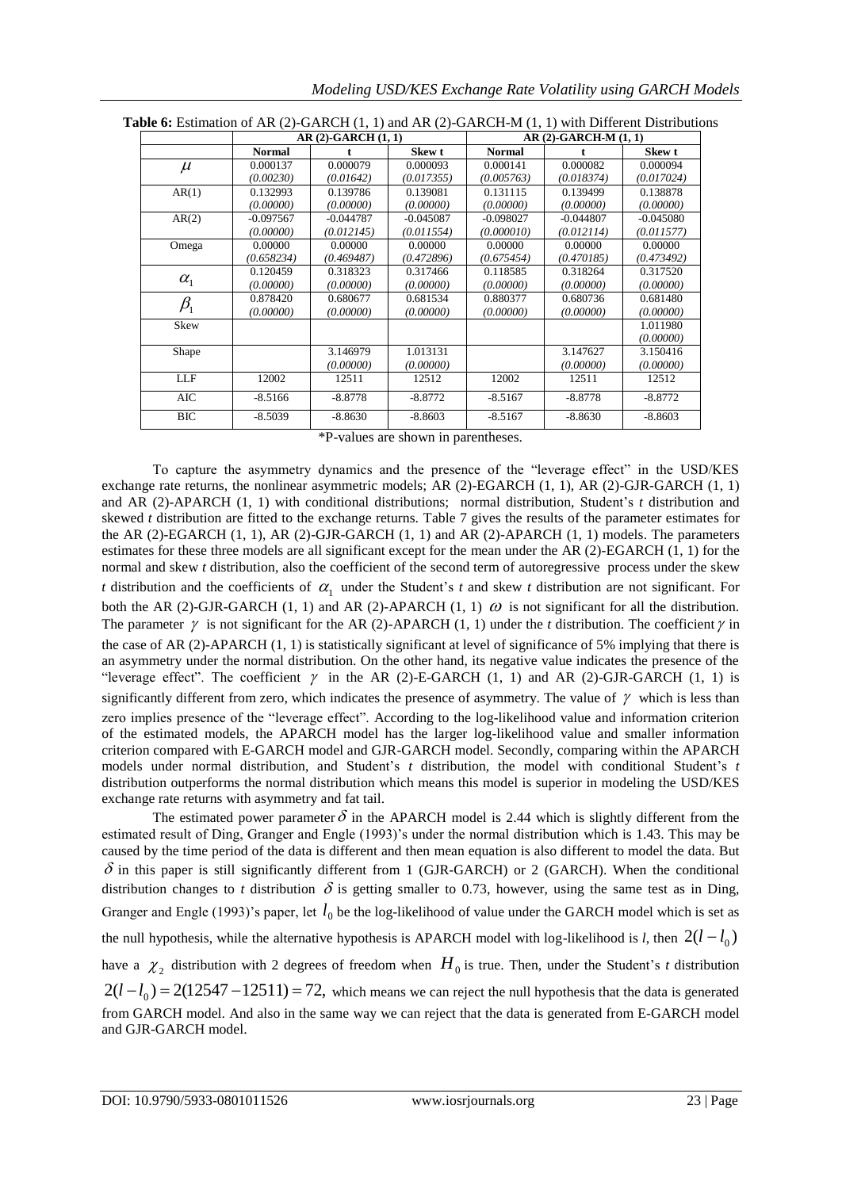**Table 6:** Estimation of AR (2)-GARCH (1, 1) and AR (2)-GARCH-M (1, 1) with Different Distributions

| | AR (2)-GARCH (1, 1) | | | AR (2)-GARCH-M (1, 1) | | |
|---|---|---|---|---|---|---|
| | **Normal** | **t** | **Skew t** | **Normal** | **t** | **Skew t** |
| $\mu$ | 0.000137 *(0.00230)* | 0.000079 *(0.01642)* | 0.000093 *(0.017355)* | 0.000141 *(0.005763)* | 0.000082 *(0.018374)* | 0.000094 *(0.017024)* |
| AR(1) | 0.132993 *(0.00000)* | 0.139786 *(0.00000)* | 0.139081 *(0.00000)* | 0.131115 *(0.00000)* | 0.139499 *(0.00000)* | 0.138878 *(0.00000)* |
| AR(2) | -0.097567 *(0.00000)* | -0.044787 *(0.012145)* | -0.045087 *(0.011554)* | -0.098027 *(0.000010)* | -0.044807 *(0.012114)* | -0.045080 *(0.011577)* |
| Omega | 0.00000 *(0.658234)* | 0.00000 *(0.469487)* | 0.00000 *(0.472896)* | 0.00000 *(0.675454)* | 0.00000 *(0.470185)* | 0.00000 *(0.473492)* |
| $\alpha_1$ | 0.120459 *(0.00000)* | 0.318323 *(0.00000)* | 0.317466 *(0.00000)* | 0.118585 *(0.00000)* | 0.318264 *(0.00000)* | 0.317520 *(0.00000)* |
| $\beta_1$ | 0.878420 *(0.00000)* | 0.680677 *(0.00000)* | 0.681534 *(0.00000)* | 0.880377 *(0.00000)* | 0.680736 *(0.00000)* | 0.681480 *(0.00000)* |
| Skew | | | | | | 1.011980 *(0.00000)* |
| Shape | | 3.146979 *(0.00000)* | 1.013131 *(0.00000)* | | 3.147627 *(0.00000)* | 3.150416 *(0.00000)* |
| LLF | 12002 | 12511 | 12512 | 12002 | 12511 | 12512 |
| AIC | -8.5166 | -8.8778 | -8.8772 | -8.5167 | -8.8778 | -8.8772 |
| BIC | -8.5039 | -8.8630 | -8.8603 | -8.5167 | -8.8630 | -8.8603 |

*P-values are shown in parentheses.

To capture the asymmetry dynamics and the presence of the "leverage effect" in the USD/KES exchange rate returns, the nonlinear asymmetric models; AR (2)-EGARCH (1, 1), AR (2)-GJR-GARCH (1, 1) and AR (2)-APARCH (1, 1) with conditional distributions; normal distribution, Student's *t* distribution and skewed *t* distribution are fitted to the exchange returns. Table 7 gives the results of the parameter estimates for the AR (2)-EGARCH (1, 1), AR (2)-GJR-GARCH (1, 1) and AR (2)-APARCH (1, 1) models. The parameters estimates for these three models are all significant except for the mean under the AR (2)-EGARCH (1, 1) for the normal and skew *t* distribution, also the coefficient of the second term of autoregressive process under the skew *t* distribution and the coefficients of $\alpha_1$ under the Student's *t* and skew *t* distribution are not significant. For both the AR (2)-GJR-GARCH (1, 1) and AR (2)-APARCH (1, 1) $\omega$ is not significant for all the distribution. The parameter $\gamma$ is not significant for the AR (2)-APARCH (1, 1) under the *t* distribution. The coefficient $\gamma$ in the case of AR (2)-APARCH (1, 1) is statistically significant at level of significance of 5% implying that there is an asymmetry under the normal distribution. On the other hand, its negative value indicates the presence of the "leverage effect". The coefficient $\gamma$ in the AR (2)-E-GARCH (1, 1) and AR (2)-GJR-GARCH (1, 1) is significantly different from zero, which indicates the presence of asymmetry. The value of $\gamma$ which is less than zero implies presence of the "leverage effect". According to the log-likelihood value and information criterion of the estimated models, the APARCH model has the larger log-likelihood value and smaller information criterion compared with E-GARCH model and GJR-GARCH model. Secondly, comparing within the APARCH models under normal distribution, and Student's *t* distribution, the model with conditional Student's *t* distribution outperforms the normal distribution which means this model is superior in modeling the USD/KES exchange rate returns with asymmetry and fat tail.

The estimated power parameter $\delta$ in the APARCH model is 2.44 which is slightly different from the estimated result of Ding, Granger and Engle (1993)'s under the normal distribution which is 1.43. This may be caused by the time period of the data is different and then mean equation is also different to model the data. But $\delta$ in this paper is still significantly different from 1 (GJR-GARCH) or 2 (GARCH). When the conditional distribution changes to *t* distribution $\delta$ is getting smaller to 0.73, however, using the same test as in Ding, Granger and Engle (1993)'s paper, let $l_0$ be the log-likelihood of value under the GARCH model which is set as the null hypothesis, while the alternative hypothesis is APARCH model with log-likelihood is *l*, then $2(l-l_0)$ have a $\chi_2$ distribution with 2 degrees of freedom when $H_0$ is true. Then, under the Student's *t* distribution $2(l-l_0) = 2(12547-12511) = 72,$ which means we can reject the null hypothesis that the data is generated from GARCH model. And also in the same way we can reject that the data is generated from E-GARCH model and GJR-GARCH model.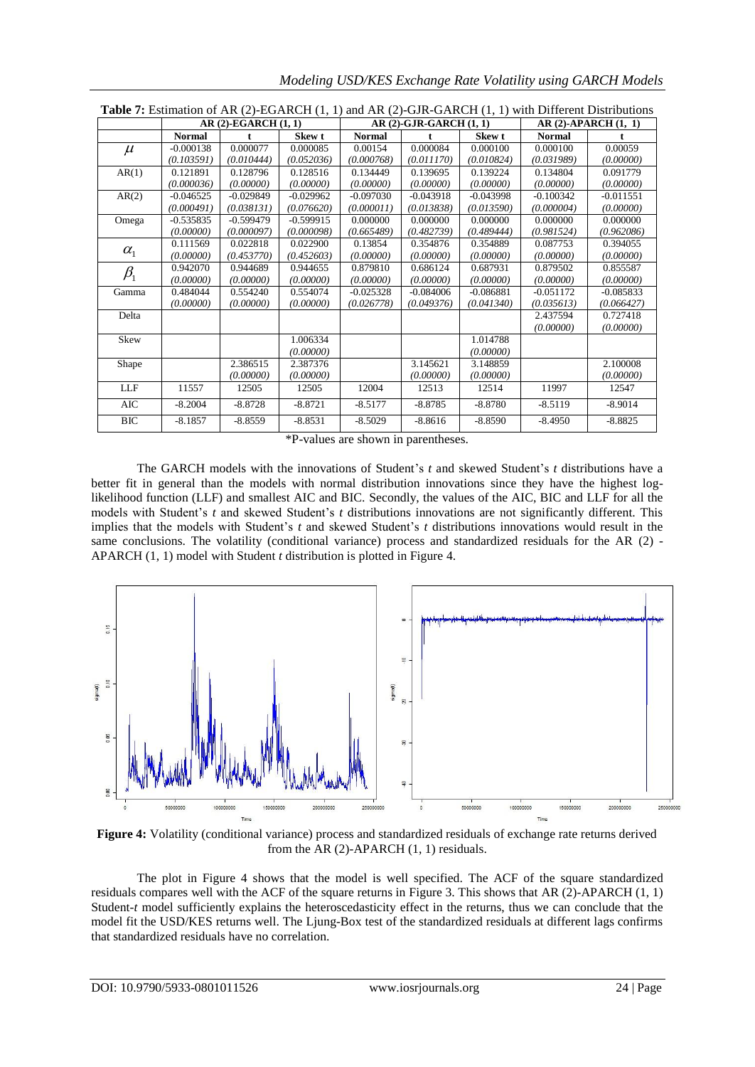**Table 7:** Estimation of AR (2)-EGARCH (1, 1) and AR (2)-GJR-GARCH (1, 1) with Different Distributions

| | AR (2)-EGARCH (1, 1) | | | AR (2)-GJR-GARCH (1, 1) | | | AR (2)-APARCH (1, 1) | |
|---|---|---|---|---|---|---|---|---|
| | **Normal** | **t** | **Skew t** | **Normal** | **t** | **Skew t** | **Normal** | **t** |
| $\mu$ | -0.000138 *(0.103591)* | 0.000077 *(0.010444)* | 0.000085 *(0.052036)* | 0.00154 *(0.000768)* | 0.000084 *(0.011170)* | 0.000100 *(0.010824)* | 0.000100 *(0.031989)* | 0.00059 *(0.00000)* |
| AR(1) | 0.121891 *(0.000036)* | 0.128796 *(0.00000)* | 0.128516 *(0.00000)* | 0.134449 *(0.00000)* | 0.139695 *(0.00000)* | 0.139224 *(0.00000)* | 0.134804 *(0.00000)* | 0.091779 *(0.00000)* |
| AR(2) | -0.046525 *(0.000491)* | -0.029849 *(0.038131)* | -0.029962 *(0.076620)* | -0.097030 *(0.000011)* | -0.043918 *(0.013838)* | -0.043998 *(0.013590)* | -0.100342 *(0.000004)* | -0.011551 *(0.00000)* |
| Omega | -0.535835 *(0.00000)* | -0.599479 *(0.000097)* | -0.599915 *(0.000098)* | 0.000000 *(0.665489)* | 0.000000 *(0.482739)* | 0.000000 *(0.489444)* | 0.000000 *(0.981524)* | 0.000000 *(0.962086)* |
| $\alpha_1$ | 0.111569 *(0.00000)* | 0.022818 *(0.453770)* | 0.022900 *(0.452603)* | 0.13854 *(0.00000)* | 0.354876 *(0.00000)* | 0.354889 *(0.00000)* | 0.087753 *(0.00000)* | 0.394055 *(0.00000)* |
| $\beta_1$ | 0.942070 *(0.00000)* | 0.944689 *(0.00000)* | 0.944655 *(0.00000)* | 0.879810 *(0.00000)* | 0.686124 *(0.00000)* | 0.687931 *(0.00000)* | 0.879502 *(0.00000)* | 0.855587 *(0.00000)* |
| Gamma | 0.484044 *(0.00000)* | 0.554240 *(0.00000)* | 0.554074 *(0.00000)* | -0.025328 *(0.026778)* | -0.084006 *(0.049376)* | -0.086881 *(0.041340)* | -0.051172 *(0.035613)* | -0.085833 *(0.066427)* |
| Delta | | | | | | | 2.437594 *(0.00000)* | 0.727418 *(0.00000)* |
| Skew | | | 1.006334 *(0.00000)* | | | 1.014788 *(0.00000)* | | |
| Shape | | 2.386515 *(0.00000)* | 2.387376 *(0.00000)* | | 3.145621 *(0.00000)* | 3.148859 *(0.00000)* | | 2.100008 *(0.00000)* |
| LLF | 11557 | 12505 | 12505 | 12004 | 12513 | 12514 | 11997 | 12547 |
| AIC | -8.2004 | -8.8728 | -8.8721 | -8.5177 | -8.8785 | -8.8780 | -8.5119 | -8.9014 |
| BIC | -8.1857 | -8.8559 | -8.8531 | -8.5029 | -8.8616 | -8.8590 | -8.4950 | -8.8825 |

*P-values are shown in parentheses.

The GARCH models with the innovations of Student's *t* and skewed Student's *t* distributions have a better fit in general than the models with normal distribution innovations since they have the highest log-likelihood function (LLF) and smallest AIC and BIC. Secondly, the values of the AIC, BIC and LLF for all the models with Student's *t* and skewed Student's *t* distributions innovations are not significantly different. This implies that the models with Student's *t* and skewed Student's *t* distributions innovations would result in the same conclusions. The volatility (conditional variance) process and standardized residuals for the AR (2) - APARCH (1, 1) model with Student *t* distribution is plotted in Figure 4.

**Figure 4:** Volatility (conditional variance) process and standardized residuals of exchange rate returns derived from the AR (2)-APARCH (1, 1) residuals.

The plot in Figure 4 shows that the model is well specified. The ACF of the square standardized residuals compares well with the ACF of the square returns in Figure 3. This shows that AR (2)-APARCH (1, 1) Student-*t* model sufficiently explains the heteroscedasticity effect in the returns, thus we can conclude that the model fit the USD/KES returns well. The Ljung-Box test of the standardized residuals at different lags confirms that standardized residuals have no correlation.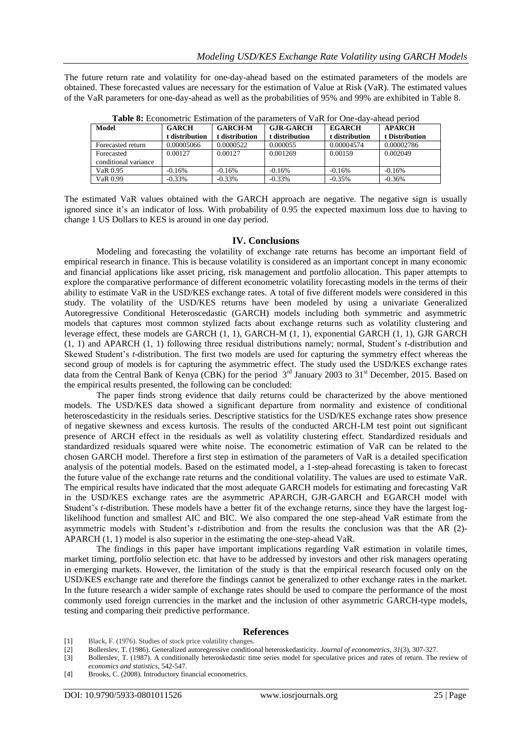The future return rate and volatility for one-day-ahead based on the estimated parameters of the models are obtained. These forecasted values are necessary for the estimation of Value at Risk (VaR). The estimated values of the VaR parameters for one-day-ahead as well as the probabilities of 95% and 99% are exhibited in Table 8.

**Table 8:** Econometric Estimation of the parameters of VaR for One-day-ahead period

| Model | GARCH t distribution | GARCH-M t distribution | GJR-GARCH t distribution | EGARCH t distribution | APARCH t Distribution |
|---|---|---|---|---|---|
| Forecasted return | 0.00005066 | 0.0000522 | 0.000055 | 0.00004574 | 0.00002786 |
| Forecasted conditional variance | 0.00127 | 0.00127 | 0.001269 | 0.00159 | 0.002049 |
| VaR 0.95 | -0.16% | -0.16% | -0.16% | -0.16% | -0.16% |
| VaR 0.99 | -0.33% | -0.33% | -0.33% | -0.35% | -0.36% |

The estimated VaR values obtained with the GARCH approach are negative. The negative sign is usually ignored since it's an indicator of loss. With probability of 0.95 the expected maximum loss due to having to change 1 US Dollars to KES is around in one day period.

## IV. Conclusions

Modeling and forecasting the volatility of exchange rate returns has become an important field of empirical research in finance. This is because volatility is considered as an important concept in many economic and financial applications like asset pricing, risk management and portfolio allocation. This paper attempts to explore the comparative performance of different econometric volatility forecasting models in the terms of their ability to estimate VaR in the USD/KES exchange rates. A total of five different models were considered in this study. The volatility of the USD/KES returns have been modeled by using a univariate Generalized Autoregressive Conditional Heteroscedastic (GARCH) models including both symmetric and asymmetric models that captures most common stylized facts about exchange returns such as volatility clustering and leverage effect, these models are GARCH (1, 1), GARCH-M (1, 1), exponential GARCH (1, 1), GJR GARCH (1, 1) and APARCH (1, 1) following three residual distributions namely; normal, Student's *t*-distribution and Skewed Student's *t*-distribution. The first two models are used for capturing the symmetry effect whereas the second group of models is for capturing the asymmetric effect. The study used the USD/KES exchange rates data from the Central Bank of Kenya (CBK) for the period 3rd January 2003 to 31st December, 2015. Based on the empirical results presented, the following can be concluded:

The paper finds strong evidence that daily returns could be characterized by the above mentioned models. The USD/KES data showed a significant departure from normality and existence of conditional heteroscedasticity in the residuals series. Descriptive statistics for the USD/KES exchange rates show presence of negative skewness and excess kurtosis. The results of the conducted ARCH-LM test point out significant presence of ARCH effect in the residuals as well as volatility clustering effect. Standardized residuals and standardized residuals squared were white noise. The econometric estimation of VaR can be related to the chosen GARCH model. Therefore a first step in estimation of the parameters of VaR is a detailed specification analysis of the potential models. Based on the estimated model, a 1-step-ahead forecasting is taken to forecast the future value of the exchange rate returns and the conditional volatility. The values are used to estimate VaR. The empirical results have indicated that the most adequate GARCH models for estimating and forecasting VaR in the USD/KES exchange rates are the asymmetric APARCH, GJR-GARCH and EGARCH model with Student's *t*-distribution. These models have a better fit of the exchange returns, since they have the largest log-likelihood function and smallest AIC and BIC. We also compared the one step-ahead VaR estimate from the asymmetric models with Student's *t*-distribution and from the results the conclusion was that the AR (2)-APARCH (1, 1) model is also superior in the estimating the one-step-ahead VaR.

The findings in this paper have important implications regarding VaR estimation in volatile times, market timing, portfolio selection etc. that have to be addressed by investors and other risk managers operating in emerging markets. However, the limitation of the study is that the empirical research focused only on the USD/KES exchange rate and therefore the findings cannot be generalized to other exchange rates in the market. In the future research a wider sample of exchange rates should be used to compare the performance of the most commonly used foreign currencies in the market and the inclusion of other asymmetric GARCH-type models, testing and comparing their predictive performance.

## References

[1] Black, F. (1976). Studies of stock price volatility changes.

[2] Bollerslev, T. (1986). Generalized autoregressive conditional heteroskedasticity. *Journal of econometrics*, *31*(3), 307-327.

[3] Bollerslev, T. (1987). A conditionally heteroskedastic time series model for speculative prices and rates of return. The review of *economics and statistics*, 542-547.

[4] Brooks, C. (2008). Introductory financial econometrics.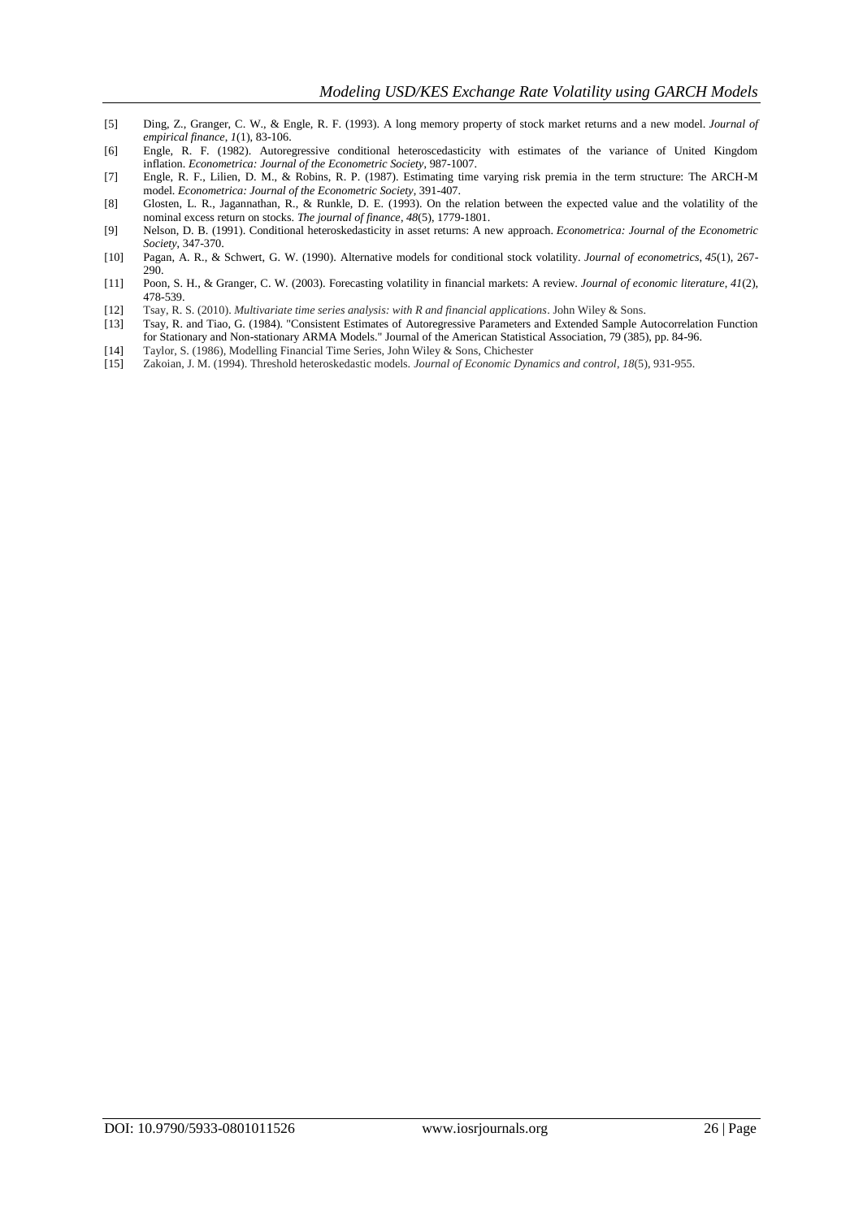[5] Ding, Z., Granger, C. W., & Engle, R. F. (1993). A long memory property of stock market returns and a new model. *Journal of empirical finance*, *1*(1), 83-106.

[6] Engle, R. F. (1982). Autoregressive conditional heteroscedasticity with estimates of the variance of United Kingdom inflation. *Econometrica: Journal of the Econometric Society*, 987-1007.

[7] Engle, R. F., Lilien, D. M., & Robins, R. P. (1987). Estimating time varying risk premia in the term structure: The ARCH-M model. *Econometrica: Journal of the Econometric Society*, 391-407.

[8] Glosten, L. R., Jagannathan, R., & Runkle, D. E. (1993). On the relation between the expected value and the volatility of the nominal excess return on stocks. *The journal of finance*, *48*(5), 1779-1801.

[9] Nelson, D. B. (1991). Conditional heteroskedasticity in asset returns: A new approach. *Econometrica: Journal of the Econometric Society*, 347-370.

[10] Pagan, A. R., & Schwert, G. W. (1990). Alternative models for conditional stock volatility. *Journal of econometrics*, *45*(1), 267-290.

[11] Poon, S. H., & Granger, C. W. (2003). Forecasting volatility in financial markets: A review. *Journal of economic literature*, *41*(2), 478-539.

[12] Tsay, R. S. (2010). *Multivariate time series analysis: with R and financial applications*. John Wiley & Sons.

[13] Tsay, R. and Tiao, G. (1984). "Consistent Estimates of Autoregressive Parameters and Extended Sample Autocorrelation Function for Stationary and Non-stationary ARMA Models." Journal of the American Statistical Association, 79 (385), pp. 84-96.

[14] Taylor, S. (1986), Modelling Financial Time Series, John Wiley & Sons, Chichester

[15] Zakoian, J. M. (1994). Threshold heteroskedastic models. *Journal of Economic Dynamics and control*, *18*(5), 931-955.